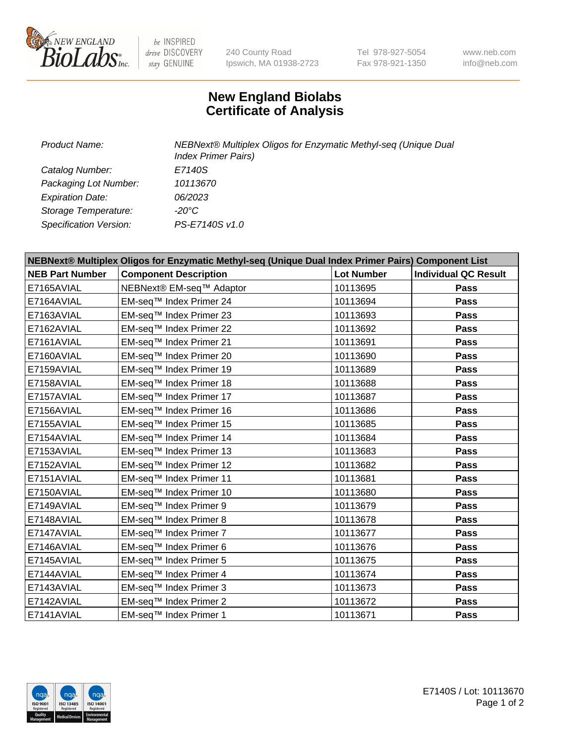240 County Road
Ipswich, MA 01938-2723

Tel 978-927-5054
Fax 978-921-1350

www.neb.com
info@neb.com

# New England Biolabs
# Certificate of Analysis

| | |
|---|---|
| *Product Name:* | *NEBNext® Multiplex Oligos for Enzymatic Methyl-seq (Unique Dual Index Primer Pairs)* |
| *Catalog Number:* | *E7140S* |
| *Packaging Lot Number:* | *10113670* |
| *Expiration Date:* | *06/2023* |
| *Storage Temperature:* | *-20°C* |
| *Specification Version:* | *PS-E7140S v1.0* |

| **NEBNext® Multiplex Oligos for Enzymatic Methyl-seq (Unique Dual Index Primer Pairs) Component List** | | | |
|---|---|---|---|
| **NEB Part Number** | **Component Description** | **Lot Number** | **Individual QC Result** |
| E7165AVIAL | NEBNext® EM-seq™ Adaptor | 10113695 | **Pass** |
| E7164AVIAL | EM-seq™ Index Primer 24 | 10113694 | **Pass** |
| E7163AVIAL | EM-seq™ Index Primer 23 | 10113693 | **Pass** |
| E7162AVIAL | EM-seq™ Index Primer 22 | 10113692 | **Pass** |
| E7161AVIAL | EM-seq™ Index Primer 21 | 10113691 | **Pass** |
| E7160AVIAL | EM-seq™ Index Primer 20 | 10113690 | **Pass** |
| E7159AVIAL | EM-seq™ Index Primer 19 | 10113689 | **Pass** |
| E7158AVIAL | EM-seq™ Index Primer 18 | 10113688 | **Pass** |
| E7157AVIAL | EM-seq™ Index Primer 17 | 10113687 | **Pass** |
| E7156AVIAL | EM-seq™ Index Primer 16 | 10113686 | **Pass** |
| E7155AVIAL | EM-seq™ Index Primer 15 | 10113685 | **Pass** |
| E7154AVIAL | EM-seq™ Index Primer 14 | 10113684 | **Pass** |
| E7153AVIAL | EM-seq™ Index Primer 13 | 10113683 | **Pass** |
| E7152AVIAL | EM-seq™ Index Primer 12 | 10113682 | **Pass** |
| E7151AVIAL | EM-seq™ Index Primer 11 | 10113681 | **Pass** |
| E7150AVIAL | EM-seq™ Index Primer 10 | 10113680 | **Pass** |
| E7149AVIAL | EM-seq™ Index Primer 9 | 10113679 | **Pass** |
| E7148AVIAL | EM-seq™ Index Primer 8 | 10113678 | **Pass** |
| E7147AVIAL | EM-seq™ Index Primer 7 | 10113677 | **Pass** |
| E7146AVIAL | EM-seq™ Index Primer 6 | 10113676 | **Pass** |
| E7145AVIAL | EM-seq™ Index Primer 5 | 10113675 | **Pass** |
| E7144AVIAL | EM-seq™ Index Primer 4 | 10113674 | **Pass** |
| E7143AVIAL | EM-seq™ Index Primer 3 | 10113673 | **Pass** |
| E7142AVIAL | EM-seq™ Index Primer 2 | 10113672 | **Pass** |
| E7141AVIAL | EM-seq™ Index Primer 1 | 10113671 | **Pass** |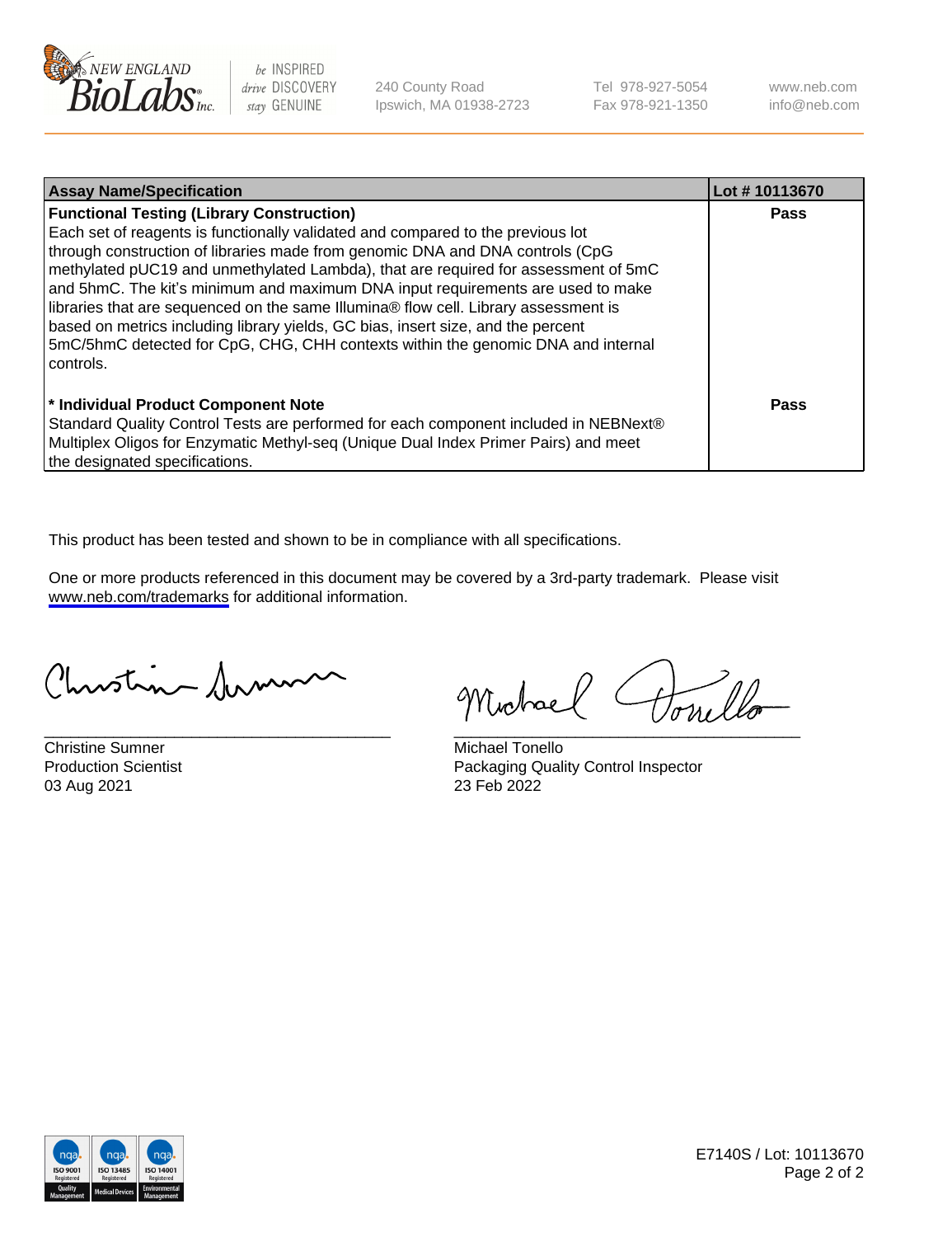| Assay Name/Specification | Lot # 10113670 |
|---|---|
| **Functional Testing (Library Construction)**<br>Each set of reagents is functionally validated and compared to the previous lot through construction of libraries made from genomic DNA and DNA controls (CpG methylated pUC19 and unmethylated Lambda), that are required for assessment of 5mC and 5hmC. The kit's minimum and maximum DNA input requirements are used to make libraries that are sequenced on the same Illumina® flow cell. Library assessment is based on metrics including library yields, GC bias, insert size, and the percent 5mC/5hmC detected for CpG, CHG, CHH contexts within the genomic DNA and internal controls. | **Pass** |
| **\* Individual Product Component Note**<br>Standard Quality Control Tests are performed for each component included in NEBNext® Multiplex Oligos for Enzymatic Methyl-seq (Unique Dual Index Primer Pairs) and meet the designated specifications. | **Pass** |

This product has been tested and shown to be in compliance with all specifications.

One or more products referenced in this document may be covered by a 3rd-party trademark. Please visit www.neb.com/trademarks for additional information.

Christine Sumner
Production Scientist
03 Aug 2021

Michael Tonello
Packaging Quality Control Inspector
23 Feb 2022

E7140S / Lot: 10113670